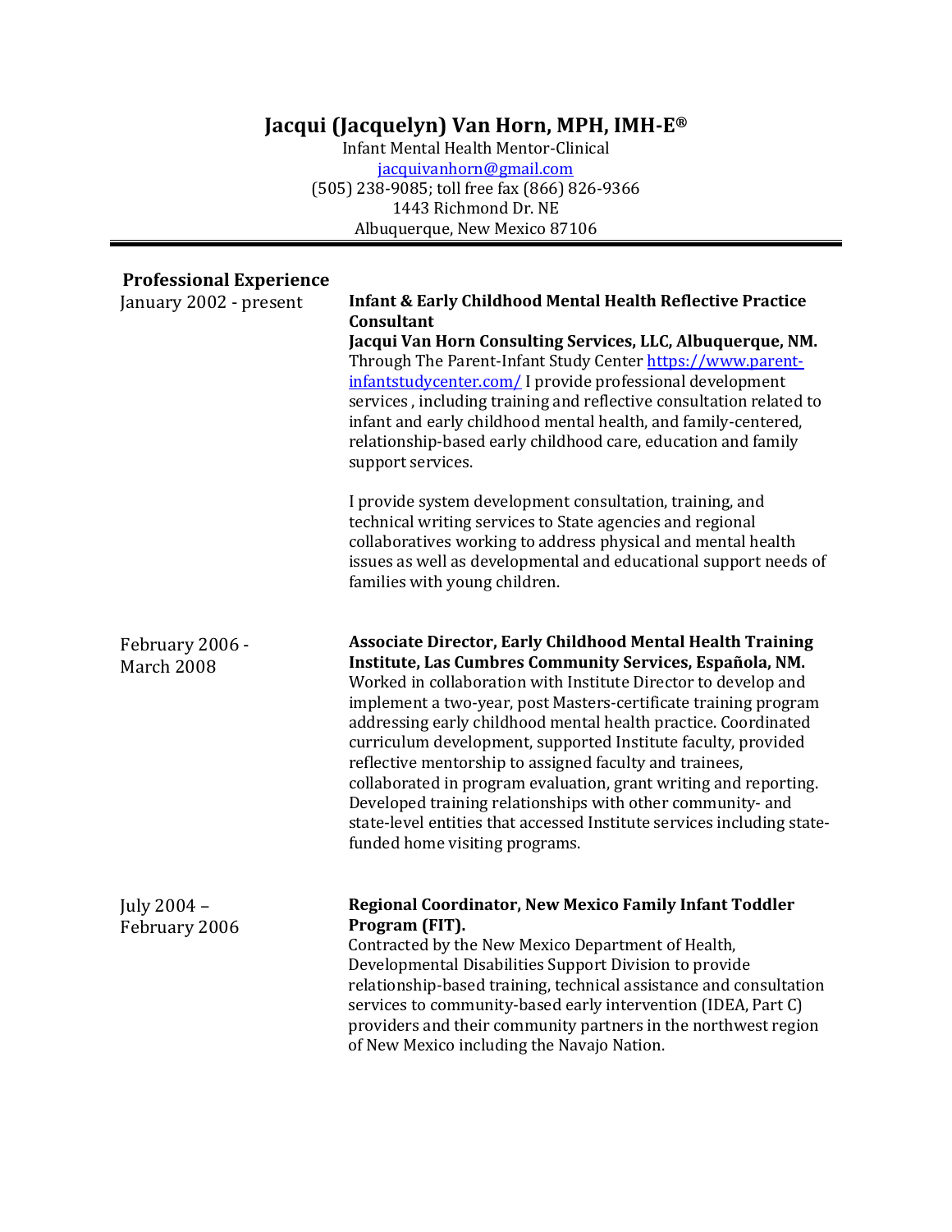# Jacqui (Jacquelyn) Van Horn, MPH, IMH-E®

Infant Mental Health Mentor-Clinical
jacquivanhorn@gmail.com
(505) 238-9085; toll free fax (866) 826-9366
1443 Richmond Dr. NE
Albuquerque, New Mexico 87106

---

## Professional Experience

**January 2002 - present**

**Infant & Early Childhood Mental Health Reflective Practice Consultant**
**Jacqui Van Horn Consulting Services, LLC, Albuquerque, NM.**
Through The Parent-Infant Study Center https://www.parent-infantstudycenter.com/ I provide professional development services , including training and reflective consultation related to infant and early childhood mental health, and family-centered, relationship-based early childhood care, education and family support services.

I provide system development consultation, training, and technical writing services to State agencies and regional collaboratives working to address physical and mental health issues as well as developmental and educational support needs of families with young children.

**February 2006 - March 2008**

**Associate Director, Early Childhood Mental Health Training Institute, Las Cumbres Community Services, Española, NM.**
Worked in collaboration with Institute Director to develop and implement a two-year, post Masters-certificate training program addressing early childhood mental health practice. Coordinated curriculum development, supported Institute faculty, provided reflective mentorship to assigned faculty and trainees, collaborated in program evaluation, grant writing and reporting. Developed training relationships with other community- and state-level entities that accessed Institute services including state-funded home visiting programs.

**July 2004 – February 2006**

**Regional Coordinator, New Mexico Family Infant Toddler Program (FIT).**
Contracted by the New Mexico Department of Health, Developmental Disabilities Support Division to provide relationship-based training, technical assistance and consultation services to community-based early intervention (IDEA, Part C) providers and their community partners in the northwest region of New Mexico including the Navajo Nation.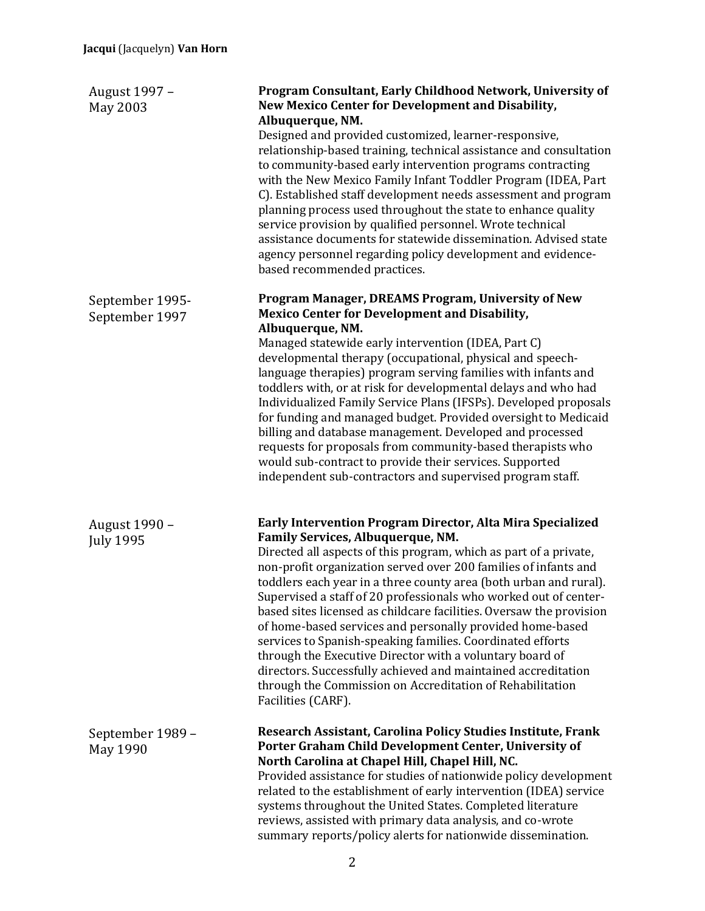August 1997 – May 2003

**Program Consultant, Early Childhood Network, University of New Mexico Center for Development and Disability, Albuquerque, NM.**
Designed and provided customized, learner-responsive, relationship-based training, technical assistance and consultation to community-based early intervention programs contracting with the New Mexico Family Infant Toddler Program (IDEA, Part C). Established staff development needs assessment and program planning process used throughout the state to enhance quality service provision by qualified personnel. Wrote technical assistance documents for statewide dissemination. Advised state agency personnel regarding policy development and evidence-based recommended practices.

September 1995- September 1997

**Program Manager, DREAMS Program, University of New Mexico Center for Development and Disability, Albuquerque, NM.**
Managed statewide early intervention (IDEA, Part C) developmental therapy (occupational, physical and speech-language therapies) program serving families with infants and toddlers with, or at risk for developmental delays and who had Individualized Family Service Plans (IFSPs). Developed proposals for funding and managed budget. Provided oversight to Medicaid billing and database management. Developed and processed requests for proposals from community-based therapists who would sub-contract to provide their services. Supported independent sub-contractors and supervised program staff.

August 1990 – July 1995

**Early Intervention Program Director, Alta Mira Specialized Family Services, Albuquerque, NM.**
Directed all aspects of this program, which as part of a private, non-profit organization served over 200 families of infants and toddlers each year in a three county area (both urban and rural). Supervised a staff of 20 professionals who worked out of center-based sites licensed as childcare facilities. Oversaw the provision of home-based services and personally provided home-based services to Spanish-speaking families. Coordinated efforts through the Executive Director with a voluntary board of directors. Successfully achieved and maintained accreditation through the Commission on Accreditation of Rehabilitation Facilities (CARF).

September 1989 – May 1990

**Research Assistant, Carolina Policy Studies Institute, Frank Porter Graham Child Development Center, University of North Carolina at Chapel Hill, Chapel Hill, NC.**
Provided assistance for studies of nationwide policy development related to the establishment of early intervention (IDEA) service systems throughout the United States. Completed literature reviews, assisted with primary data analysis, and co-wrote summary reports/policy alerts for nationwide dissemination.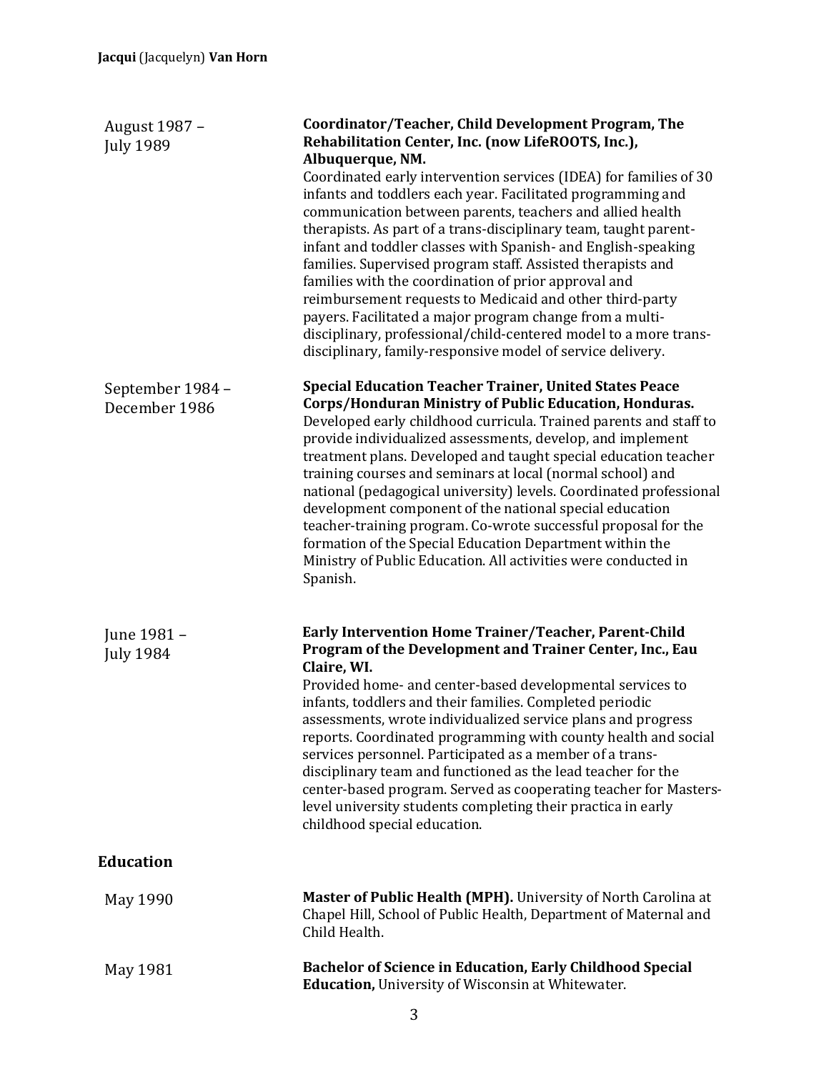August 1987 – July 1989

**Coordinator/Teacher, Child Development Program, The Rehabilitation Center, Inc. (now LifeROOTS, Inc.), Albuquerque, NM.**
Coordinated early intervention services (IDEA) for families of 30 infants and toddlers each year. Facilitated programming and communication between parents, teachers and allied health therapists. As part of a trans-disciplinary team, taught parent-infant and toddler classes with Spanish- and English-speaking families. Supervised program staff. Assisted therapists and families with the coordination of prior approval and reimbursement requests to Medicaid and other third-party payers. Facilitated a major program change from a multi-disciplinary, professional/child-centered model to a more trans-disciplinary, family-responsive model of service delivery.

September 1984 – December 1986

**Special Education Teacher Trainer, United States Peace Corps/Honduran Ministry of Public Education, Honduras.**
Developed early childhood curricula. Trained parents and staff to provide individualized assessments, develop, and implement treatment plans. Developed and taught special education teacher training courses and seminars at local (normal school) and national (pedagogical university) levels. Coordinated professional development component of the national special education teacher-training program. Co-wrote successful proposal for the formation of the Special Education Department within the Ministry of Public Education. All activities were conducted in Spanish.

June 1981 – July 1984

**Early Intervention Home Trainer/Teacher, Parent-Child Program of the Development and Trainer Center, Inc., Eau Claire, WI.**
Provided home- and center-based developmental services to infants, toddlers and their families. Completed periodic assessments, wrote individualized service plans and progress reports. Coordinated programming with county health and social services personnel. Participated as a member of a trans-disciplinary team and functioned as the lead teacher for the center-based program. Served as cooperating teacher for Masters-level university students completing their practica in early childhood special education.

## Education

May 1990

**Master of Public Health (MPH).** University of North Carolina at Chapel Hill, School of Public Health, Department of Maternal and Child Health.

May 1981

**Bachelor of Science in Education, Early Childhood Special Education,** University of Wisconsin at Whitewater.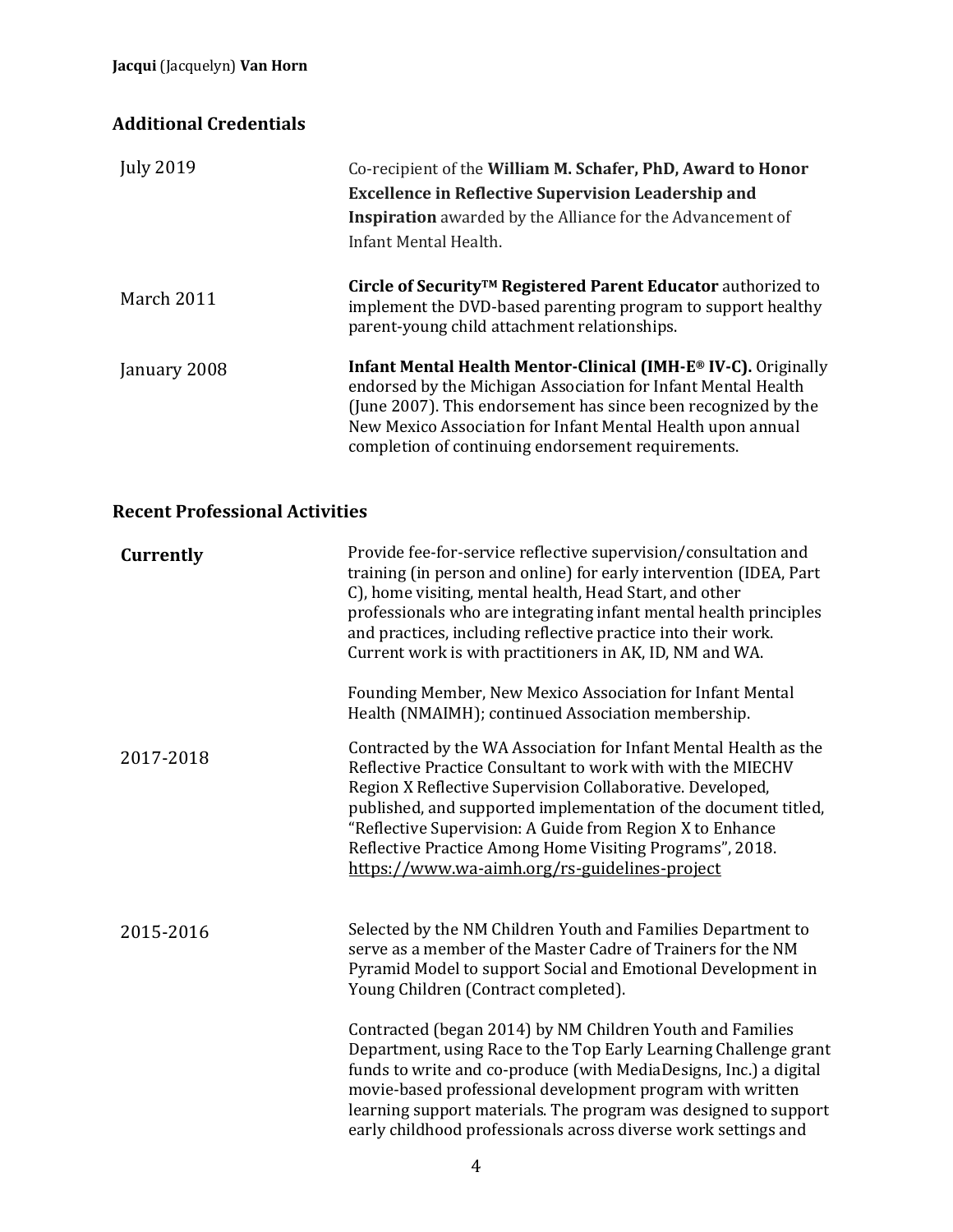## Additional Credentials

| | |
|---|---|
| July 2019 | Co-recipient of the **William M. Schafer, PhD, Award to Honor Excellence in Reflective Supervision Leadership and Inspiration** awarded by the Alliance for the Advancement of Infant Mental Health. |
| March 2011 | **Circle of Security™ Registered Parent Educator** authorized to implement the DVD-based parenting program to support healthy parent-young child attachment relationships. |
| January 2008 | **Infant Mental Health Mentor-Clinical (IMH-E® IV-C).** Originally endorsed by the Michigan Association for Infant Mental Health (June 2007). This endorsement has since been recognized by the New Mexico Association for Infant Mental Health upon annual completion of continuing endorsement requirements. |

## Recent Professional Activities

| | |
|---|---|
| **Currently** | Provide fee-for-service reflective supervision/consultation and training (in person and online) for early intervention (IDEA, Part C), home visiting, mental health, Head Start, and other professionals who are integrating infant mental health principles and practices, including reflective practice into their work. Current work is with practitioners in AK, ID, NM and WA. |
| | Founding Member, New Mexico Association for Infant Mental Health (NMAIMH); continued Association membership. |
| 2017-2018 | Contracted by the WA Association for Infant Mental Health as the Reflective Practice Consultant to work with with the MIECHV Region X Reflective Supervision Collaborative. Developed, published, and supported implementation of the document titled, "Reflective Supervision: A Guide from Region X to Enhance Reflective Practice Among Home Visiting Programs", 2018. https://www.wa-aimh.org/rs-guidelines-project |
| 2015-2016 | Selected by the NM Children Youth and Families Department to serve as a member of the Master Cadre of Trainers for the NM Pyramid Model to support Social and Emotional Development in Young Children (Contract completed). |
| | Contracted (began 2014) by NM Children Youth and Families Department, using Race to the Top Early Learning Challenge grant funds to write and co-produce (with MediaDesigns, Inc.) a digital movie-based professional development program with written learning support materials. The program was designed to support early childhood professionals across diverse work settings and |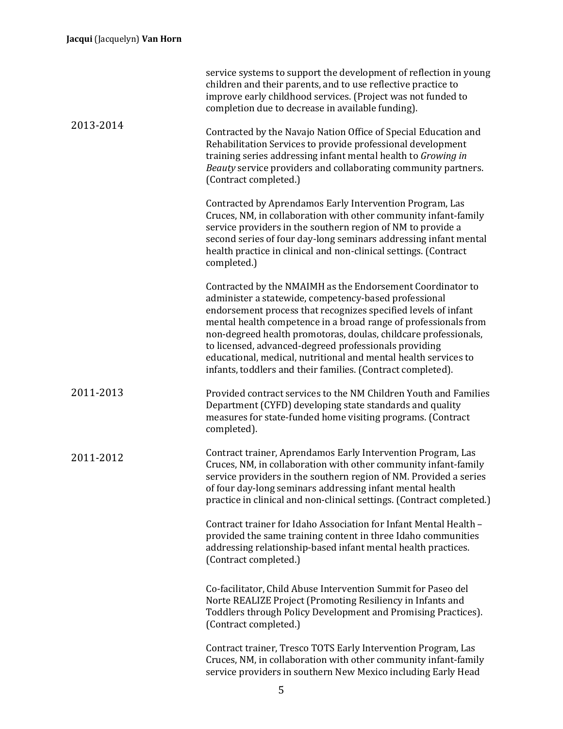service systems to support the development of reflection in young children and their parents, and to use reflective practice to improve early childhood services. (Project was not funded to completion due to decrease in available funding).

**2013-2014**

Contracted by the Navajo Nation Office of Special Education and Rehabilitation Services to provide professional development training series addressing infant mental health to *Growing in Beauty* service providers and collaborating community partners. (Contract completed.)

Contracted by Aprendamos Early Intervention Program, Las Cruces, NM, in collaboration with other community infant-family service providers in the southern region of NM to provide a second series of four day-long seminars addressing infant mental health practice in clinical and non-clinical settings. (Contract completed.)

Contracted by the NMAIMH as the Endorsement Coordinator to administer a statewide, competency-based professional endorsement process that recognizes specified levels of infant mental health competence in a broad range of professionals from non-degreed health promotoras, doulas, childcare professionals, to licensed, advanced-degreed professionals providing educational, medical, nutritional and mental health services to infants, toddlers and their families. (Contract completed).

**2011-2013**

Provided contract services to the NM Children Youth and Families Department (CYFD) developing state standards and quality measures for state-funded home visiting programs. (Contract completed).

**2011-2012**

Contract trainer, Aprendamos Early Intervention Program, Las Cruces, NM, in collaboration with other community infant-family service providers in the southern region of NM. Provided a series of four day-long seminars addressing infant mental health practice in clinical and non-clinical settings. (Contract completed.)

Contract trainer for Idaho Association for Infant Mental Health – provided the same training content in three Idaho communities addressing relationship-based infant mental health practices. (Contract completed.)

Co-facilitator, Child Abuse Intervention Summit for Paseo del Norte REALIZE Project (Promoting Resiliency in Infants and Toddlers through Policy Development and Promising Practices). (Contract completed.)

Contract trainer, Tresco TOTS Early Intervention Program, Las Cruces, NM, in collaboration with other community infant-family service providers in southern New Mexico including Early Head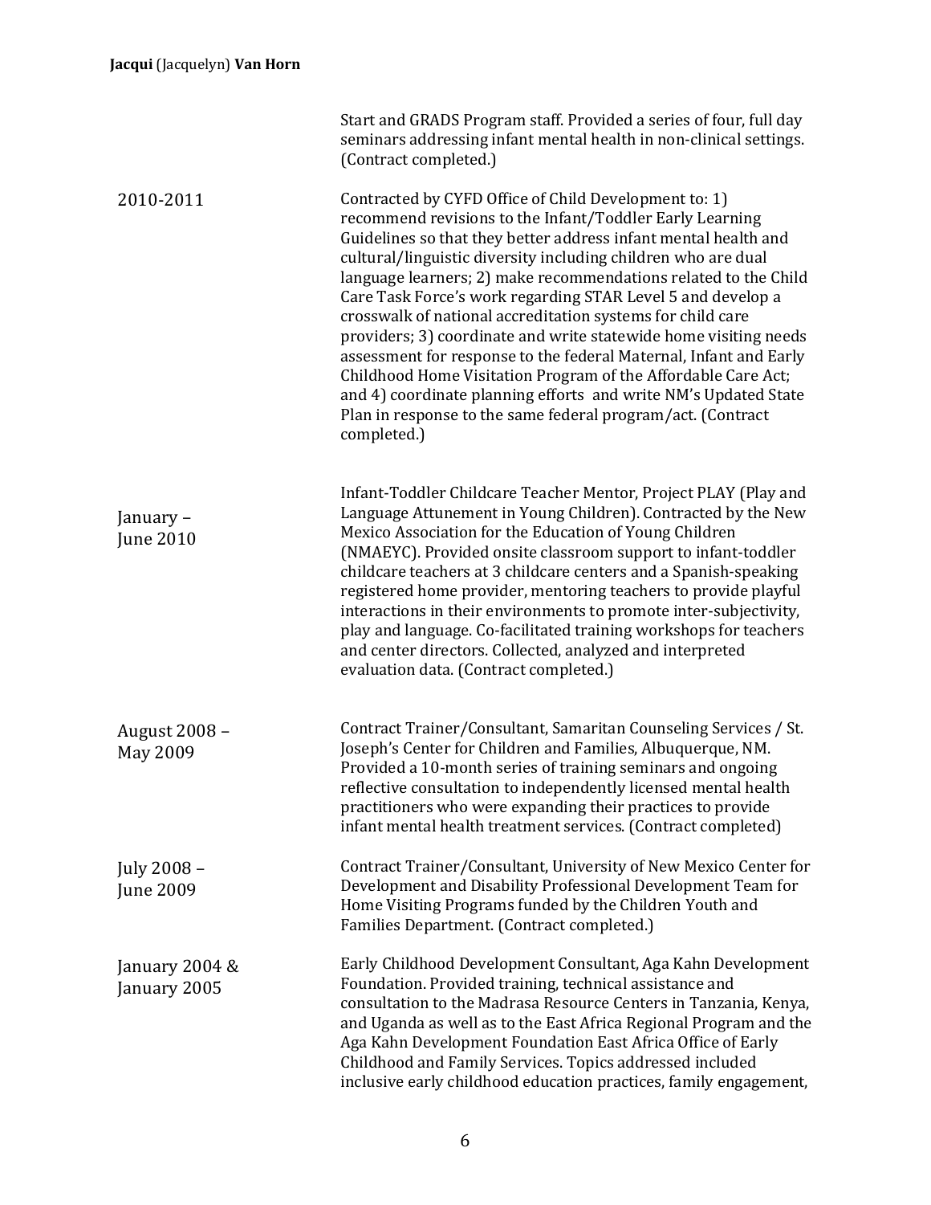Start and GRADS Program staff. Provided a series of four, full day seminars addressing infant mental health in non-clinical settings. (Contract completed.)

| | |
|---|---|
| 2010-2011 | Contracted by CYFD Office of Child Development to: 1) recommend revisions to the Infant/Toddler Early Learning Guidelines so that they better address infant mental health and cultural/linguistic diversity including children who are dual language learners; 2) make recommendations related to the Child Care Task Force's work regarding STAR Level 5 and develop a crosswalk of national accreditation systems for child care providers; 3) coordinate and write statewide home visiting needs assessment for response to the federal Maternal, Infant and Early Childhood Home Visitation Program of the Affordable Care Act; and 4) coordinate planning efforts and write NM's Updated State Plan in response to the same federal program/act. (Contract completed.) |
| January – June 2010 | Infant-Toddler Childcare Teacher Mentor, Project PLAY (Play and Language Attunement in Young Children). Contracted by the New Mexico Association for the Education of Young Children (NMAEYC). Provided onsite classroom support to infant-toddler childcare teachers at 3 childcare centers and a Spanish-speaking registered home provider, mentoring teachers to provide playful interactions in their environments to promote inter-subjectivity, play and language. Co-facilitated training workshops for teachers and center directors. Collected, analyzed and interpreted evaluation data. (Contract completed.) |
| August 2008 – May 2009 | Contract Trainer/Consultant, Samaritan Counseling Services / St. Joseph's Center for Children and Families, Albuquerque, NM. Provided a 10-month series of training seminars and ongoing reflective consultation to independently licensed mental health practitioners who were expanding their practices to provide infant mental health treatment services. (Contract completed) |
| July 2008 – June 2009 | Contract Trainer/Consultant, University of New Mexico Center for Development and Disability Professional Development Team for Home Visiting Programs funded by the Children Youth and Families Department. (Contract completed.) |
| January 2004 & January 2005 | Early Childhood Development Consultant, Aga Kahn Development Foundation. Provided training, technical assistance and consultation to the Madrasa Resource Centers in Tanzania, Kenya, and Uganda as well as to the East Africa Regional Program and the Aga Kahn Development Foundation East Africa Office of Early Childhood and Family Services. Topics addressed included inclusive early childhood education practices, family engagement, |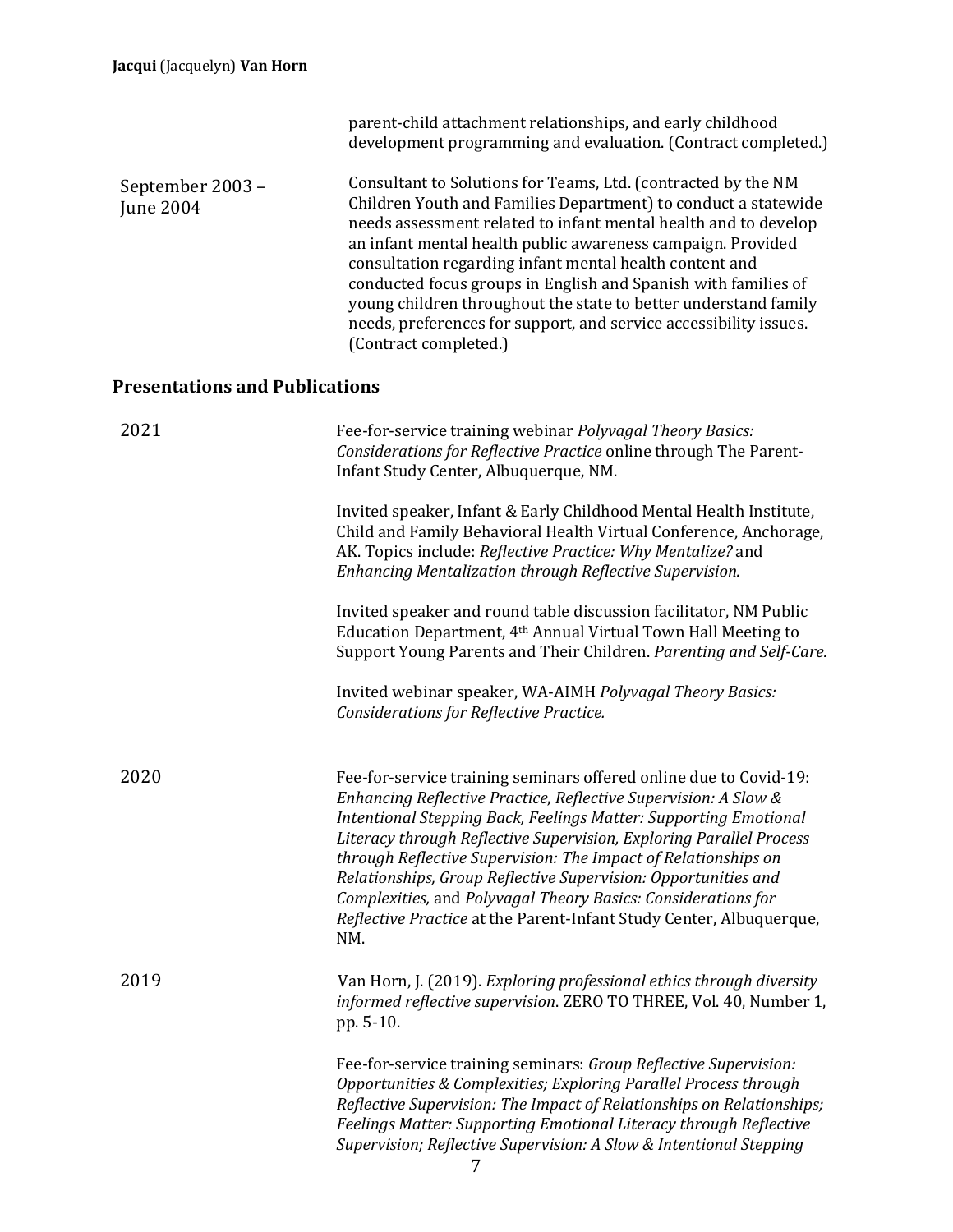parent-child attachment relationships, and early childhood development programming and evaluation. (Contract completed.)

September 2003 – June 2004

Consultant to Solutions for Teams, Ltd. (contracted by the NM Children Youth and Families Department) to conduct a statewide needs assessment related to infant mental health and to develop an infant mental health public awareness campaign. Provided consultation regarding infant mental health content and conducted focus groups in English and Spanish with families of young children throughout the state to better understand family needs, preferences for support, and service accessibility issues. (Contract completed.)

## Presentations and Publications

2021

Fee-for-service training webinar *Polyvagal Theory Basics: Considerations for Reflective Practice* online through The Parent-Infant Study Center, Albuquerque, NM.

Invited speaker, Infant & Early Childhood Mental Health Institute, Child and Family Behavioral Health Virtual Conference, Anchorage, AK. Topics include: *Reflective Practice: Why Mentalize?* and *Enhancing Mentalization through Reflective Supervision.*

Invited speaker and round table discussion facilitator, NM Public Education Department, 4th Annual Virtual Town Hall Meeting to Support Young Parents and Their Children. *Parenting and Self-Care.*

Invited webinar speaker, WA-AIMH *Polyvagal Theory Basics: Considerations for Reflective Practice.*

2020

Fee-for-service training seminars offered online due to Covid-19: *Enhancing Reflective Practice*, *Reflective Supervision: A Slow & Intentional Stepping Back, Feelings Matter: Supporting Emotional Literacy through Reflective Supervision, Exploring Parallel Process through Reflective Supervision: The Impact of Relationships on Relationships, Group Reflective Supervision: Opportunities and Complexities,* and *Polyvagal Theory Basics: Considerations for Reflective Practice* at the Parent-Infant Study Center, Albuquerque, NM.

2019

Van Horn, J. (2019). *Exploring professional ethics through diversity informed reflective supervision*. ZERO TO THREE, Vol. 40, Number 1, pp. 5-10.

Fee-for-service training seminars: *Group Reflective Supervision: Opportunities & Complexities; Exploring Parallel Process through Reflective Supervision: The Impact of Relationships on Relationships; Feelings Matter: Supporting Emotional Literacy through Reflective Supervision; Reflective Supervision: A Slow & Intentional Stepping*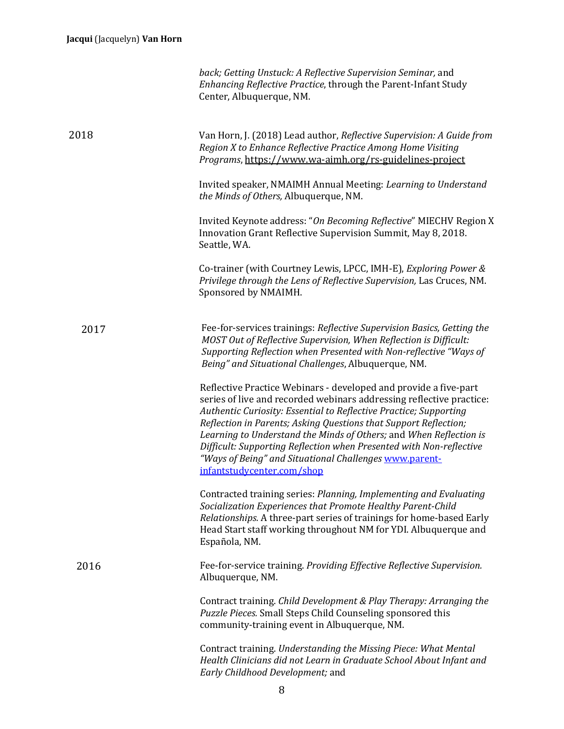back; Getting Unstuck: A Reflective Supervision Seminar,* and *Enhancing Reflective Practice*, through the Parent-Infant Study Center, Albuquerque, NM.

**2018**

Van Horn, J. (2018) Lead author, *Reflective Supervision: A Guide from Region X to Enhance Reflective Practice Among Home Visiting Programs*, https://www.wa-aimh.org/rs-guidelines-project

Invited speaker, NMAIMH Annual Meeting: *Learning to Understand the Minds of Others,* Albuquerque, NM.

Invited Keynote address: "*On Becoming Reflective*" MIECHV Region X Innovation Grant Reflective Supervision Summit, May 8, 2018. Seattle, WA.

Co-trainer (with Courtney Lewis, LPCC, IMH-E), *Exploring Power & Privilege through the Lens of Reflective Supervision,* Las Cruces, NM. Sponsored by NMAIMH.

**2017**

Fee-for-services trainings: *Reflective Supervision Basics, Getting the MOST Out of Reflective Supervision, When Reflection is Difficult: Supporting Reflection when Presented with Non-reflective "Ways of Being" and Situational Challenges*, Albuquerque, NM.

Reflective Practice Webinars - developed and provide a five-part series of live and recorded webinars addressing reflective practice: *Authentic Curiosity: Essential to Reflective Practice; Supporting Reflection in Parents; Asking Questions that Support Reflection; Learning to Understand the Minds of Others;* and *When Reflection is Difficult: Supporting Reflection when Presented with Non-reflective "Ways of Being" and Situational Challenges* www.parent-infantstudycenter.com/shop

Contracted training series: *Planning, Implementing and Evaluating Socialization Experiences that Promote Healthy Parent-Child Relationships.* A three-part series of trainings for home-based Early Head Start staff working throughout NM for YDI. Albuquerque and Española, NM.

**2016**

Fee-for-service training. *Providing Effective Reflective Supervision.* Albuquerque, NM.

Contract training. *Child Development & Play Therapy: Arranging the Puzzle Pieces.* Small Steps Child Counseling sponsored this community-training event in Albuquerque, NM.

Contract training. *Understanding the Missing Piece: What Mental Health Clinicians did not Learn in Graduate School About Infant and Early Childhood Development;* and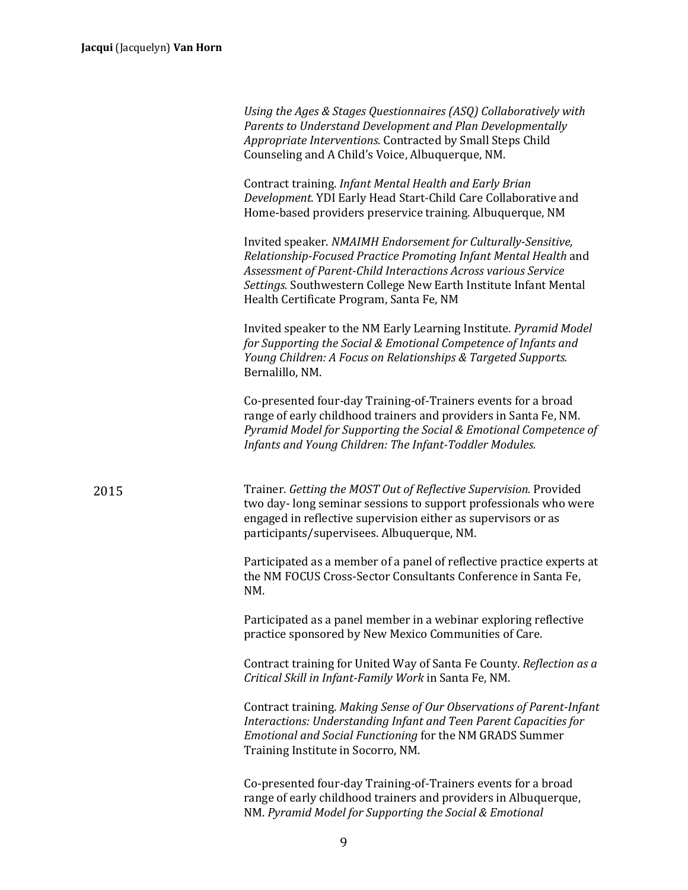*Using the Ages & Stages Questionnaires (ASQ) Collaboratively with Parents to Understand Development and Plan Developmentally Appropriate Interventions.* Contracted by Small Steps Child Counseling and A Child's Voice, Albuquerque, NM.

Contract training. *Infant Mental Health and Early Brian Development.* YDI Early Head Start-Child Care Collaborative and Home-based providers preservice training. Albuquerque, NM

Invited speaker. *NMAIMH Endorsement for Culturally-Sensitive, Relationship-Focused Practice Promoting Infant Mental Health* and *Assessment of Parent-Child Interactions Across various Service Settings.* Southwestern College New Earth Institute Infant Mental Health Certificate Program, Santa Fe, NM

Invited speaker to the NM Early Learning Institute. *Pyramid Model for Supporting the Social & Emotional Competence of Infants and Young Children: A Focus on Relationships & Targeted Supports.* Bernalillo, NM.

Co-presented four-day Training-of-Trainers events for a broad range of early childhood trainers and providers in Santa Fe, NM. *Pyramid Model for Supporting the Social & Emotional Competence of Infants and Young Children: The Infant-Toddler Modules.*

2015

Trainer. *Getting the MOST Out of Reflective Supervision.* Provided two day- long seminar sessions to support professionals who were engaged in reflective supervision either as supervisors or as participants/supervisees. Albuquerque, NM.

Participated as a member of a panel of reflective practice experts at the NM FOCUS Cross-Sector Consultants Conference in Santa Fe, NM.

Participated as a panel member in a webinar exploring reflective practice sponsored by New Mexico Communities of Care.

Contract training for United Way of Santa Fe County. *Reflection as a Critical Skill in Infant-Family Work* in Santa Fe, NM.

Contract training. *Making Sense of Our Observations of Parent-Infant Interactions: Understanding Infant and Teen Parent Capacities for Emotional and Social Functioning* for the NM GRADS Summer Training Institute in Socorro, NM.

Co-presented four-day Training-of-Trainers events for a broad range of early childhood trainers and providers in Albuquerque, NM. *Pyramid Model for Supporting the Social & Emotional*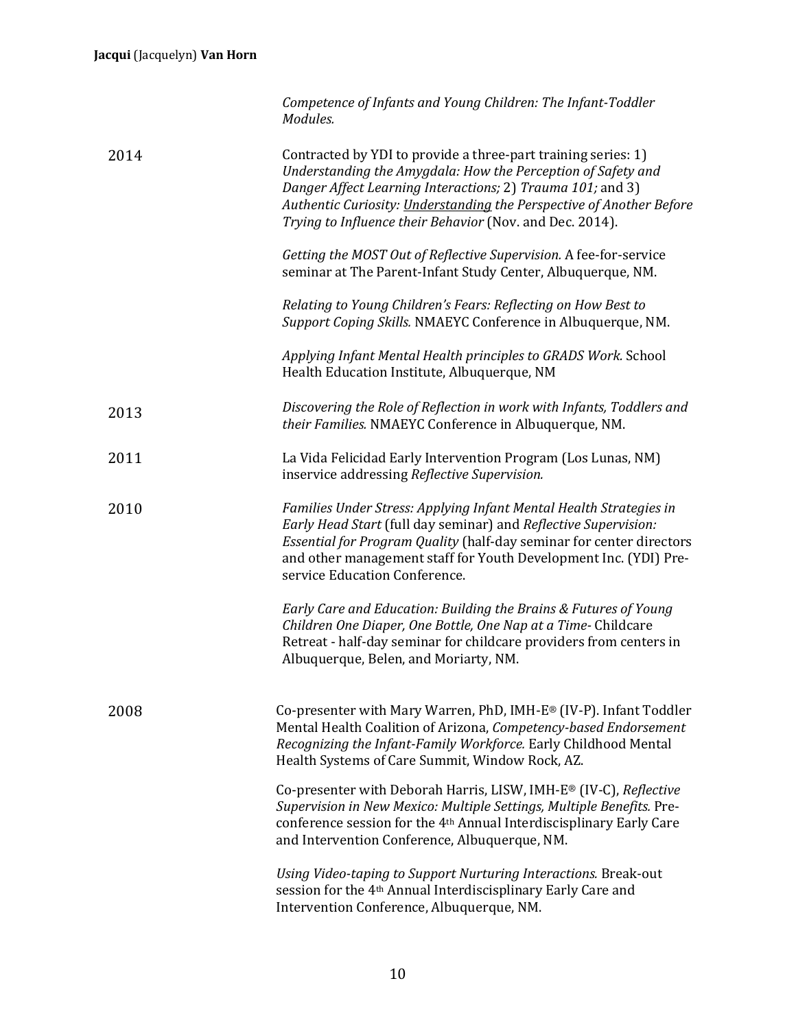*Competence of Infants and Young Children: The Infant-Toddler Modules.*

**2014**

Contracted by YDI to provide a three-part training series: 1) *Understanding the Amygdala: How the Perception of Safety and Danger Affect Learning Interactions;* 2) *Trauma 101;* and 3) *Authentic Curiosity: Understanding the Perspective of Another Before Trying to Influence their Behavior* (Nov. and Dec. 2014).

*Getting the MOST Out of Reflective Supervision.* A fee-for-service seminar at The Parent-Infant Study Center, Albuquerque, NM.

*Relating to Young Children's Fears: Reflecting on How Best to Support Coping Skills.* NMAEYC Conference in Albuquerque, NM.

*Applying Infant Mental Health principles to GRADS Work.* School Health Education Institute, Albuquerque, NM

**2013**

*Discovering the Role of Reflection in work with Infants, Toddlers and their Families.* NMAEYC Conference in Albuquerque, NM.

**2011**

La Vida Felicidad Early Intervention Program (Los Lunas, NM) inservice addressing *Reflective Supervision.*

**2010**

*Families Under Stress: Applying Infant Mental Health Strategies in Early Head Start* (full day seminar) and *Reflective Supervision: Essential for Program Quality* (half-day seminar for center directors and other management staff for Youth Development Inc. (YDI) Pre-service Education Conference.

*Early Care and Education: Building the Brains & Futures of Young Children One Diaper, One Bottle, One Nap at a Time-* Childcare Retreat - half-day seminar for childcare providers from centers in Albuquerque, Belen, and Moriarty, NM.

**2008**

Co-presenter with Mary Warren, PhD, IMH-E® (IV-P). Infant Toddler Mental Health Coalition of Arizona, *Competency-based Endorsement Recognizing the Infant-Family Workforce.* Early Childhood Mental Health Systems of Care Summit, Window Rock, AZ.

Co-presenter with Deborah Harris, LISW, IMH-E® (IV-C), *Reflective Supervision in New Mexico: Multiple Settings, Multiple Benefits.* Pre-conference session for the 4th Annual Interdiscisplinary Early Care and Intervention Conference, Albuquerque, NM.

*Using Video-taping to Support Nurturing Interactions.* Break-out session for the 4th Annual Interdiscisplinary Early Care and Intervention Conference, Albuquerque, NM.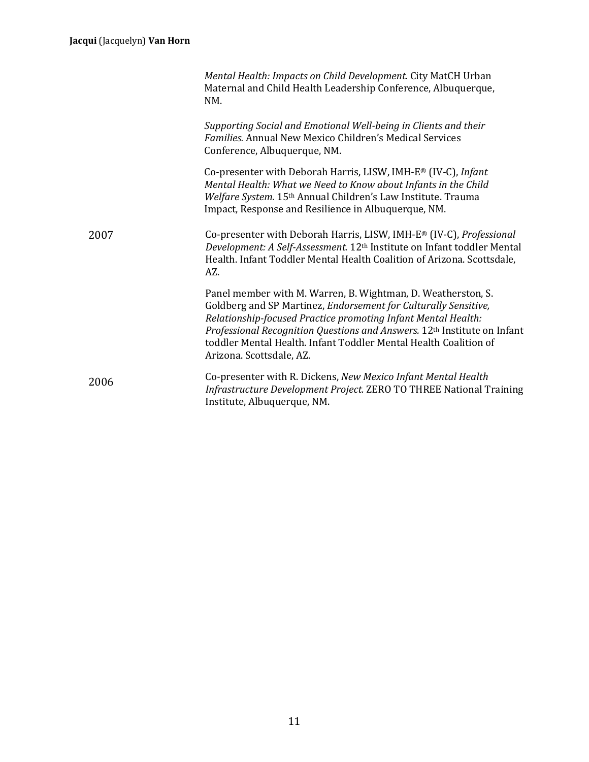*Mental Health: Impacts on Child Development.* City MatCH Urban Maternal and Child Health Leadership Conference, Albuquerque, NM.

*Supporting Social and Emotional Well-being in Clients and their Families.* Annual New Mexico Children's Medical Services Conference, Albuquerque, NM.

Co-presenter with Deborah Harris, LISW, IMH-E® (IV-C), *Infant Mental Health: What we Need to Know about Infants in the Child Welfare System.* 15th Annual Children's Law Institute. Trauma Impact, Response and Resilience in Albuquerque, NM.

2007

Co-presenter with Deborah Harris, LISW, IMH-E® (IV-C), *Professional Development: A Self-Assessment.* 12th Institute on Infant toddler Mental Health. Infant Toddler Mental Health Coalition of Arizona. Scottsdale, AZ.

Panel member with M. Warren, B. Wightman, D. Weatherston, S. Goldberg and SP Martinez, *Endorsement for Culturally Sensitive, Relationship-focused Practice promoting Infant Mental Health: Professional Recognition Questions and Answers.* 12th Institute on Infant toddler Mental Health. Infant Toddler Mental Health Coalition of Arizona. Scottsdale, AZ.

2006

Co-presenter with R. Dickens, *New Mexico Infant Mental Health Infrastructure Development Project.* ZERO TO THREE National Training Institute, Albuquerque, NM.